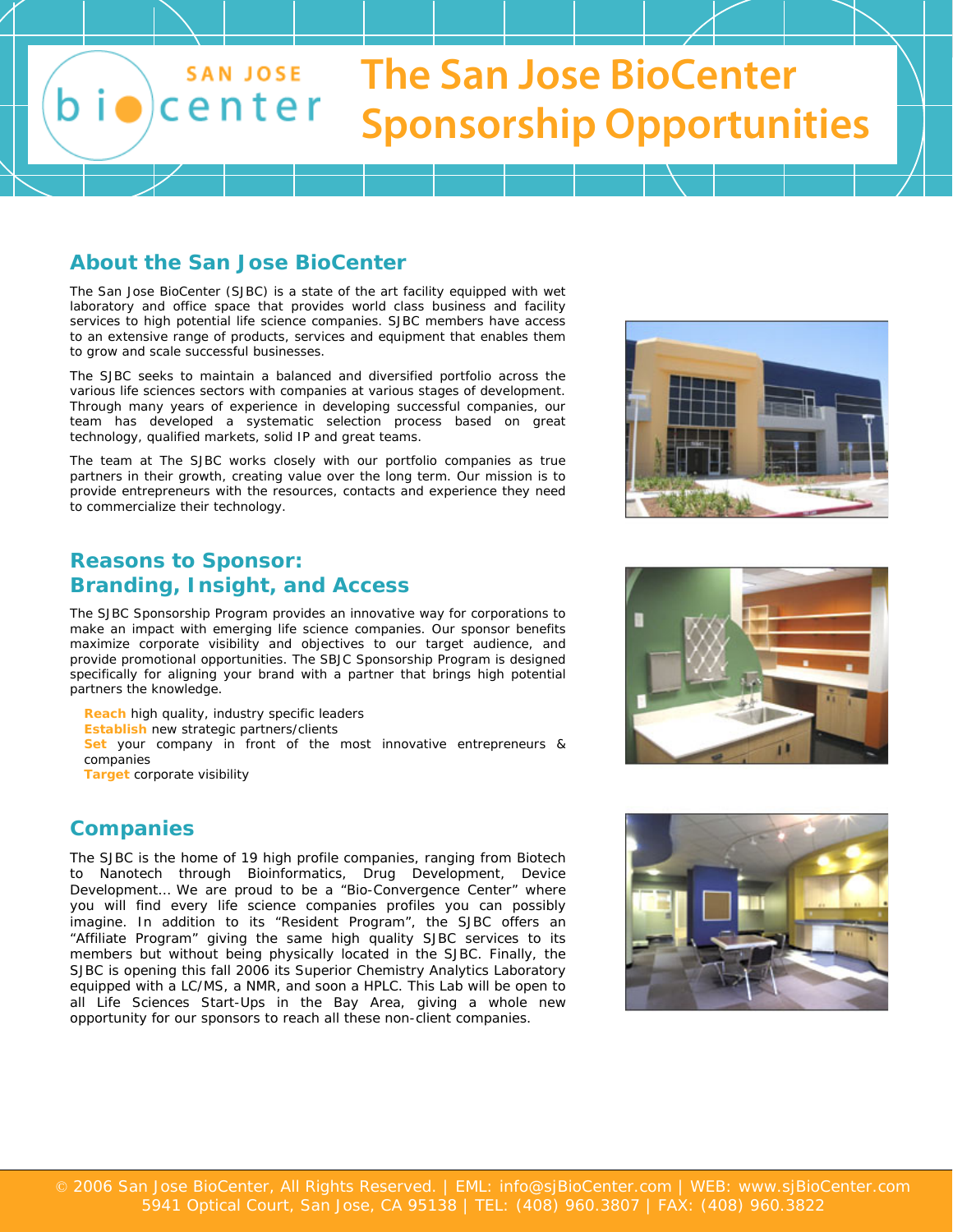# The San Jose BioCenter Sponsorship Opportunities

## About the San Jose BioCenter

The San Jose BioCenter (SJBC) is a state of the art facility equipped with wet laboratory and office space that provides world class business and facility services to high potential life science companies. SJBC members have access to an extensive range of products, services and equipment that enables them to grow and scale successful businesses.

The SJBC seeks to maintain a balanced and diversified portfolio across the various life sciences sectors with companies at various stages of development. Through many years of experience in developing successful companies, our team has developed a systematic selection process based on great technology, qualified markets, solid IP and great teams.

The team at The SJBC works closely with our portfolio companies as true partners in their growth, creating value over the long term. Our mission is to provide entrepreneurs with the resources, contacts and experience they need to commercialize their technology.

## Reasons to Sponsor: Branding, Insight, and Access

The SJBC Sponsorship Program provides an innovative way for corporations to make an impact with emerging life science companies. Our sponsor benefits maximize corporate visibility and objectives to our target audience, and provide promotional opportunities. The SBJC Sponsorship Program is designed specifically for aligning your brand with a partner that brings high potential partners the knowledge.

**Reach** high quality, industry specific leaders
**Establish** new strategic partners/clients
**Set** your company in front of the most innovative entrepreneurs & companies
**Target** corporate visibility

## Companies

The SJBC is the home of 19 high profile companies, ranging from Biotech to Nanotech through Bioinformatics, Drug Development, Device Development… We are proud to be a "Bio-Convergence Center" where you will find every life science companies profiles you can possibly imagine. In addition to its "Resident Program", the SJBC offers an "Affiliate Program" giving the same high quality SJBC services to its members but without being physically located in the SJBC. Finally, the SJBC is opening this fall 2006 its Superior Chemistry Analytics Laboratory equipped with a LC/MS, a NMR, and soon a HPLC. This Lab will be open to all Life Sciences Start-Ups in the Bay Area, giving a whole new opportunity for our sponsors to reach all these non-client companies.

© 2006 San Jose BioCenter, All Rights Reserved. | EML: info@sjBioCenter.com | WEB: www.sjBioCenter.com
5941 Optical Court, San Jose, CA 95138 | TEL: (408) 960.3807 | FAX: (408) 960.3822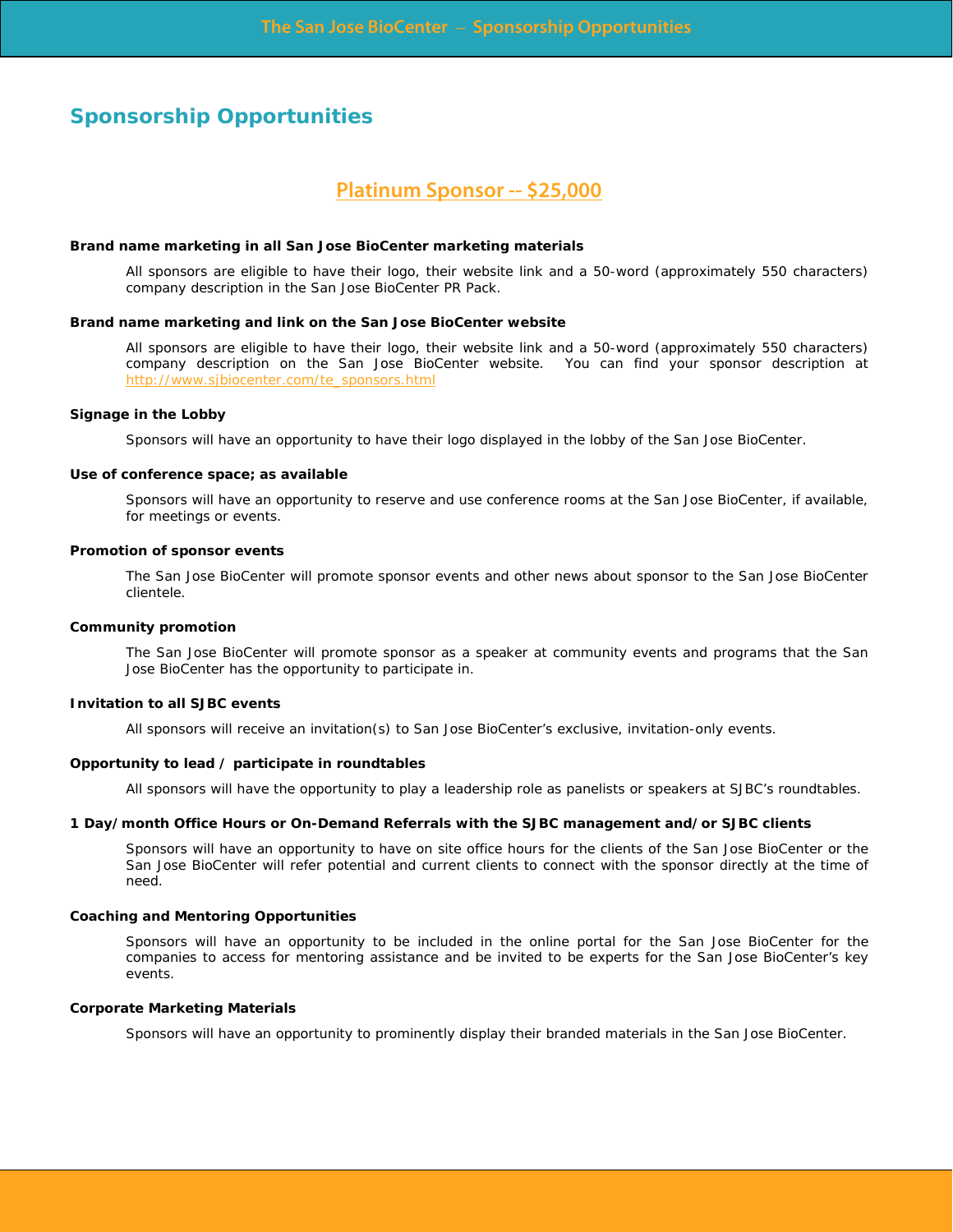# Sponsorship Opportunities

## Platinum Sponsor -- $25,000

**Brand name marketing in all San Jose BioCenter marketing materials**

All sponsors are eligible to have their logo, their website link and a 50-word (approximately 550 characters) company description in the San Jose BioCenter PR Pack.

**Brand name marketing and link on the San Jose BioCenter website**

All sponsors are eligible to have their logo, their website link and a 50-word (approximately 550 characters) company description on the San Jose BioCenter website. You can find your sponsor description at http://www.sjbiocenter.com/te_sponsors.html

**Signage in the Lobby**

Sponsors will have an opportunity to have their logo displayed in the lobby of the San Jose BioCenter.

**Use of conference space; as available**

Sponsors will have an opportunity to reserve and use conference rooms at the San Jose BioCenter, if available, for meetings or events.

**Promotion of sponsor events**

The San Jose BioCenter will promote sponsor events and other news about sponsor to the San Jose BioCenter clientele.

**Community promotion**

The San Jose BioCenter will promote sponsor as a speaker at community events and programs that the San Jose BioCenter has the opportunity to participate in.

**Invitation to all SJBC events**

All sponsors will receive an invitation(s) to San Jose BioCenter's exclusive, invitation-only events.

**Opportunity to lead / participate in roundtables**

All sponsors will have the opportunity to play a leadership role as panelists or speakers at SJBC's roundtables.

**1 Day/month Office Hours or On-Demand Referrals with the SJBC management and/or SJBC clients**

Sponsors will have an opportunity to have on site office hours for the clients of the San Jose BioCenter or the San Jose BioCenter will refer potential and current clients to connect with the sponsor directly at the time of need.

**Coaching and Mentoring Opportunities**

Sponsors will have an opportunity to be included in the online portal for the San Jose BioCenter for the companies to access for mentoring assistance and be invited to be experts for the San Jose BioCenter's key events.

**Corporate Marketing Materials**

Sponsors will have an opportunity to prominently display their branded materials in the San Jose BioCenter.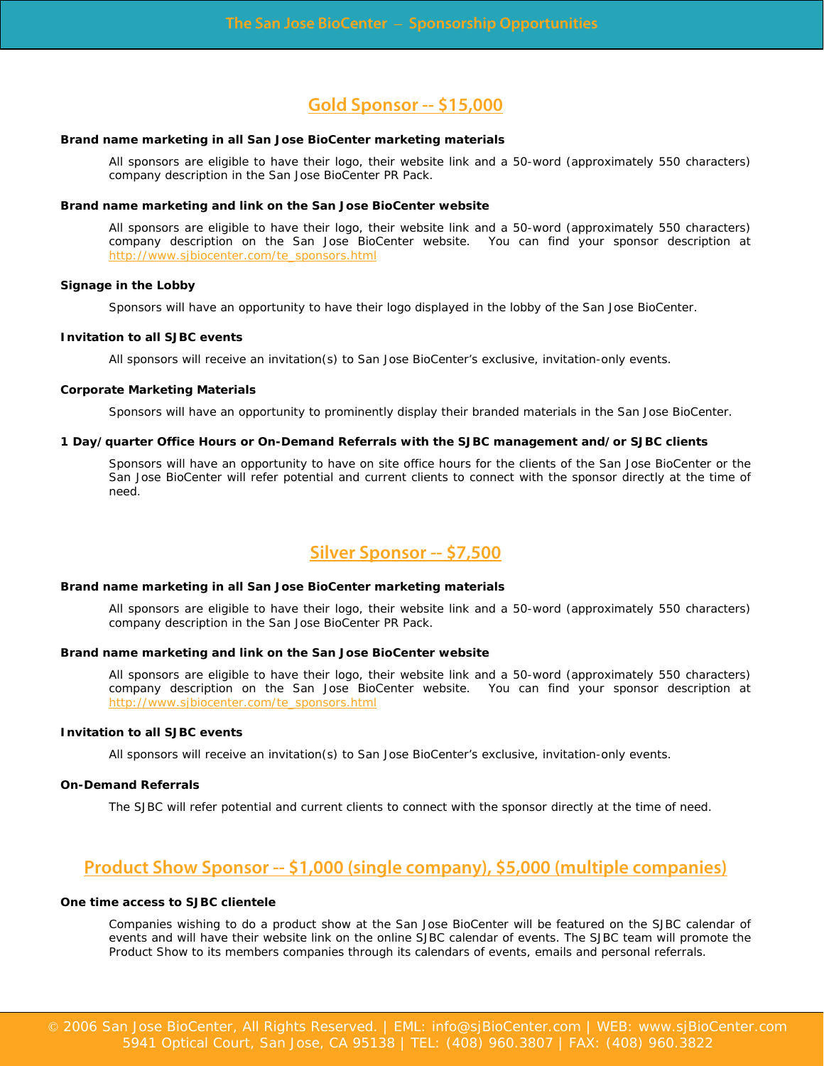## Gold Sponsor -- $15,000

**Brand name marketing in all San Jose BioCenter marketing materials**

All sponsors are eligible to have their logo, their website link and a 50-word (approximately 550 characters) company description in the San Jose BioCenter PR Pack.

**Brand name marketing and link on the San Jose BioCenter website**

All sponsors are eligible to have their logo, their website link and a 50-word (approximately 550 characters) company description on the San Jose BioCenter website. You can find your sponsor description at http://www.sjbiocenter.com/te_sponsors.html

**Signage in the Lobby**

Sponsors will have an opportunity to have their logo displayed in the lobby of the San Jose BioCenter.

**Invitation to all SJBC events**

All sponsors will receive an invitation(s) to San Jose BioCenter's exclusive, invitation-only events.

**Corporate Marketing Materials**

Sponsors will have an opportunity to prominently display their branded materials in the San Jose BioCenter.

**1 Day/quarter Office Hours or On-Demand Referrals with the SJBC management and/or SJBC clients**

Sponsors will have an opportunity to have on site office hours for the clients of the San Jose BioCenter or the San Jose BioCenter will refer potential and current clients to connect with the sponsor directly at the time of need.

## Silver Sponsor -- $7,500

**Brand name marketing in all San Jose BioCenter marketing materials**

All sponsors are eligible to have their logo, their website link and a 50-word (approximately 550 characters) company description in the San Jose BioCenter PR Pack.

**Brand name marketing and link on the San Jose BioCenter website**

All sponsors are eligible to have their logo, their website link and a 50-word (approximately 550 characters) company description on the San Jose BioCenter website. You can find your sponsor description at http://www.sjbiocenter.com/te_sponsors.html

**Invitation to all SJBC events**

All sponsors will receive an invitation(s) to San Jose BioCenter's exclusive, invitation-only events.

**On-Demand Referrals**

The SJBC will refer potential and current clients to connect with the sponsor directly at the time of need.

## Product Show Sponsor -- $1,000 (single company), $5,000 (multiple companies)

**One time access to SJBC clientele**

Companies wishing to do a product show at the San Jose BioCenter will be featured on the SJBC calendar of events and will have their website link on the online SJBC calendar of events. The SJBC team will promote the Product Show to its members companies through its calendars of events, emails and personal referrals.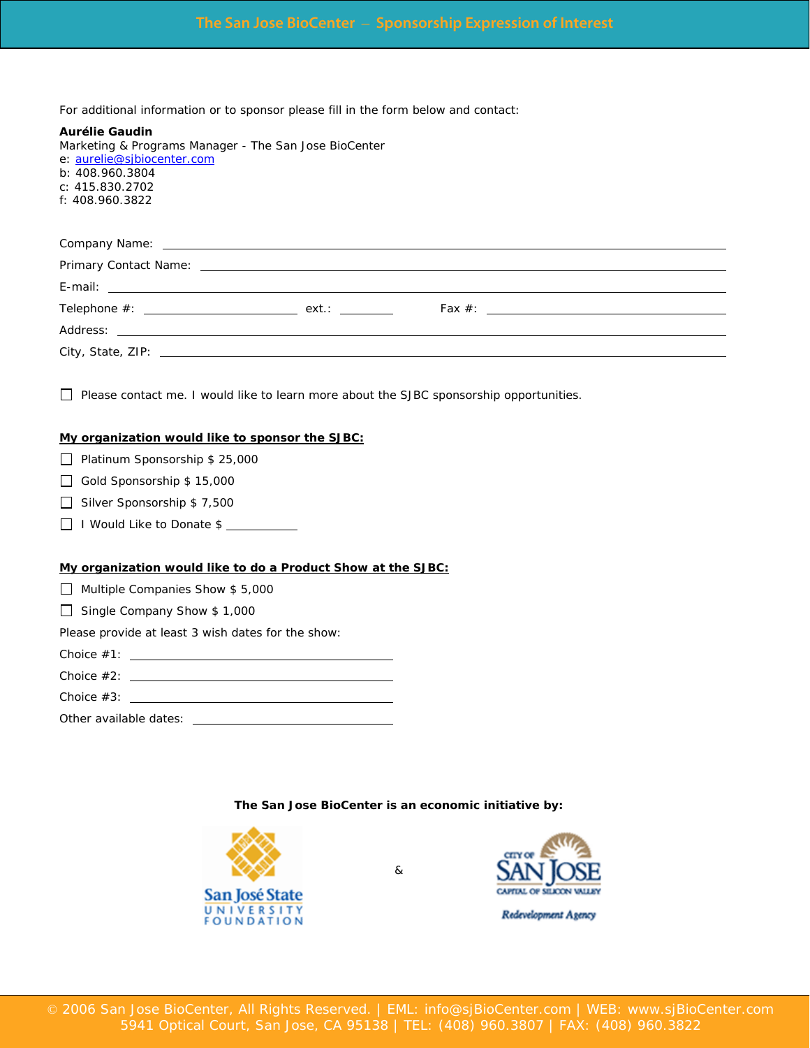# The San Jose BioCenter – Sponsorship Expression of Interest

For additional information or to sponsor please fill in the form below and contact:

**Aurélie Gaudin**
Marketing & Programs Manager - The San Jose BioCenter
e: aurelie@sjbiocenter.com
b: 408.960.3804
c: 415.830.2702
f: 408.960.3822

Company Name: ______________________________

Primary Contact Name: ______________________________

E-mail: ______________________________

Telephone #: ______________ ext.: ________ Fax #: ______________

Address: ______________________________

City, State, ZIP: ______________________________

☐ Please contact me. I would like to learn more about the SJBC sponsorship opportunities.

**My organization would like to sponsor the SJBC:**

☐ Platinum Sponsorship $ 25,000

☐ Gold Sponsorship $ 15,000

☐ Silver Sponsorship $ 7,500

☐ I Would Like to Donate $ ________

**My organization would like to do a Product Show at the SJBC:**

☐ Multiple Companies Show $ 5,000

☐ Single Company Show $ 1,000

Please provide at least 3 wish dates for the show:

Choice #1: ______________________

Choice #2: ______________________

Choice #3: ______________________

Other available dates: ______________________

**The San Jose BioCenter is an economic initiative by:**

San José State University Foundation & City of San Jose, Capital of Silicon Valley, Redevelopment Agency

© 2006 San Jose BioCenter, All Rights Reserved. | EML: info@sjBioCenter.com | WEB: www.sjBioCenter.com
5941 Optical Court, San Jose, CA 95138 | TEL: (408) 960.3807 | FAX: (408) 960.3822